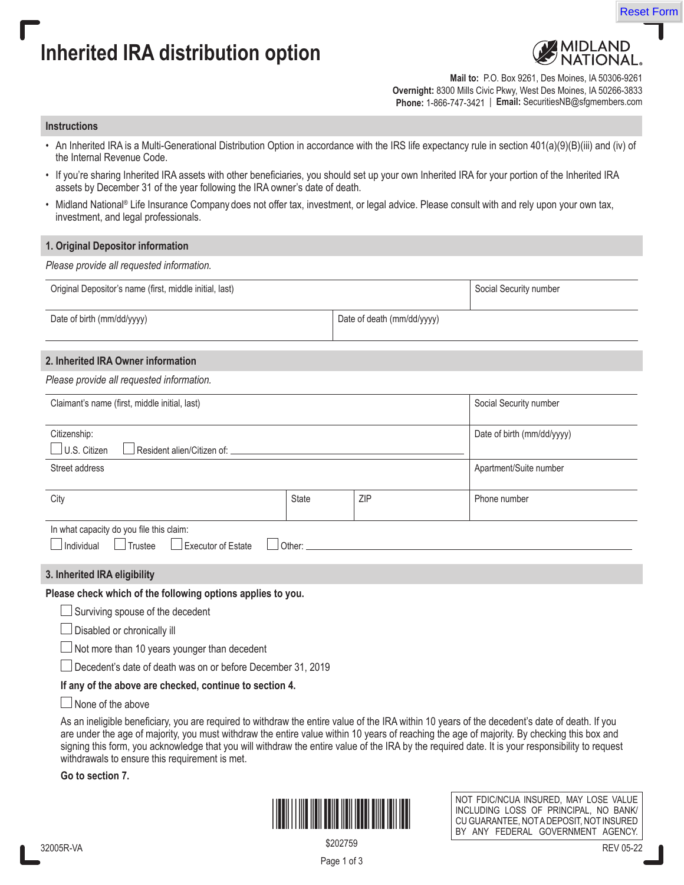# Inherited IRA distribution option

MIDLAND NATIONAL.

**Mail to:** P.O. Box 9261, Des Moines, IA 50306-9261
**Overnight:** 8300 Mills Civic Pkwy, West Des Moines, IA 50266-3833
**Phone:** 1-866-747-3421 | **Email:** SecuritiesNB@sfgmembers.com

## Instructions

- An Inherited IRA is a Multi-Generational Distribution Option in accordance with the IRS life expectancy rule in section 401(a)(9)(B)(iii) and (iv) of the Internal Revenue Code.
- If you're sharing Inherited IRA assets with other beneficiaries, you should set up your own Inherited IRA for your portion of the Inherited IRA assets by December 31 of the year following the IRA owner's date of death.
- Midland National® Life Insurance Company does not offer tax, investment, or legal advice. Please consult with and rely upon your own tax, investment, and legal professionals.

## 1. Original Depositor information

*Please provide all requested information.*

| Original Depositor's name (first, middle initial, last) | | Social Security number |
|---|---|---|
| Date of birth (mm/dd/yyyy) | Date of death (mm/dd/yyyy) | |

## 2. Inherited IRA Owner information

*Please provide all requested information.*

| Claimant's name (first, middle initial, last) | | | Social Security number |
|---|---|---|---|
| Citizenship: ☐ U.S. Citizen ☐ Resident alien/Citizen of: ______ | | | Date of birth (mm/dd/yyyy) |
| Street address | | | Apartment/Suite number |
| City | State | ZIP | Phone number |

In what capacity do you file this claim:
☐ Individual ☐ Trustee ☐ Executor of Estate ☐ Other: ______

## 3. Inherited IRA eligibility

**Please check which of the following options applies to you.**

☐ Surviving spouse of the decedent

☐ Disabled or chronically ill

☐ Not more than 10 years younger than decedent

☐ Decedent's date of death was on or before December 31, 2019

**If any of the above are checked, continue to section 4.**

☐ None of the above

As an ineligible beneficiary, you are required to withdraw the entire value of the IRA within 10 years of the decedent's date of death. If you are under the age of majority, you must withdraw the entire value within 10 years of reaching the age of majority. By checking this box and signing this form, you acknowledge that you will withdraw the entire value of the IRA by the required date. It is your responsibility to request withdrawals to ensure this requirement is met.

**Go to section 7.**

NOT FDIC/NCUA INSURED, MAY LOSE VALUE INCLUDING LOSS OF PRINCIPAL, NO BANK/ CU GUARANTEE, NOT A DEPOSIT, NOT INSURED BY ANY FEDERAL GOVERNMENT AGENCY.

$202759

32005R-VA

REV 05-22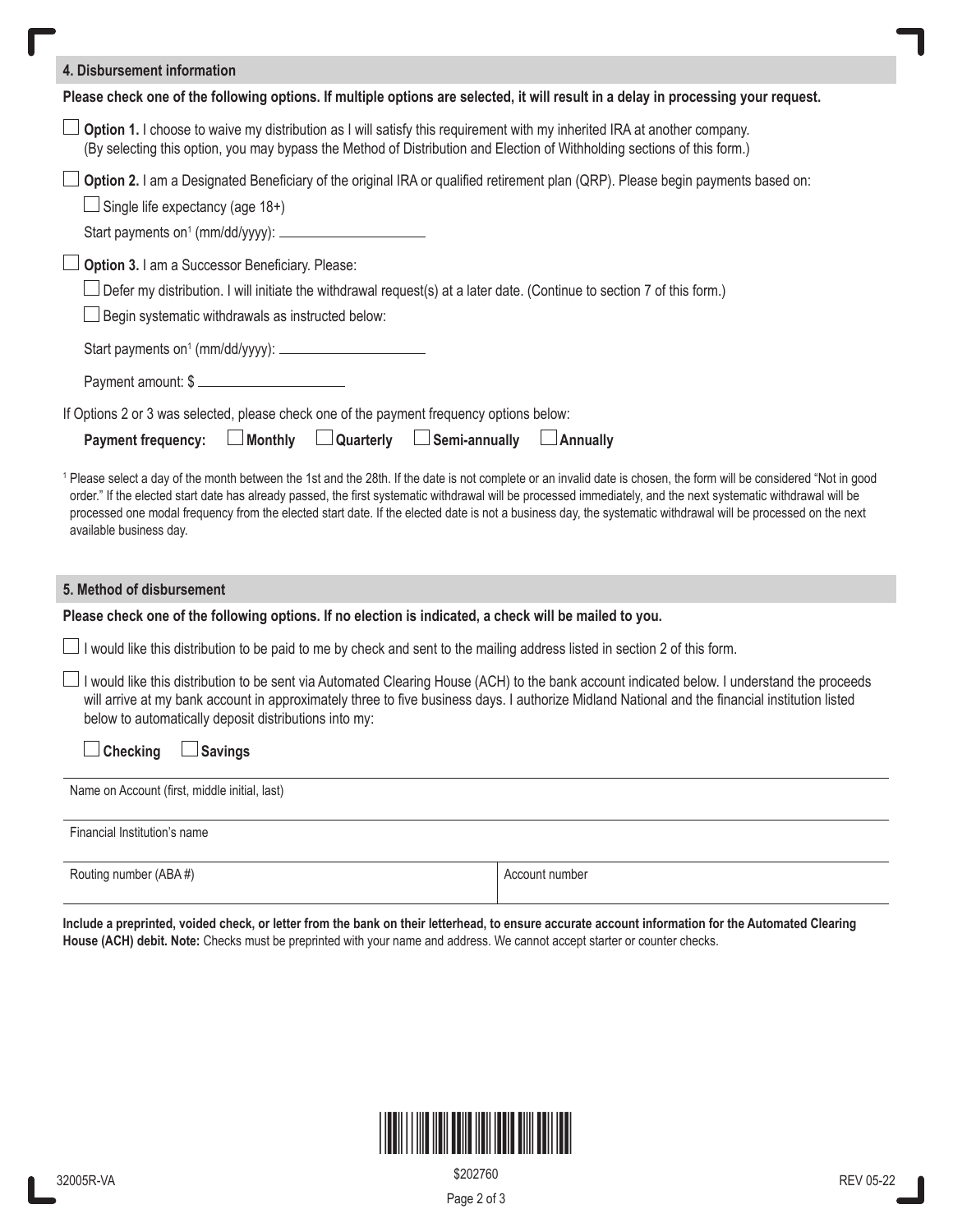## 4. Disbursement information

**Please check one of the following options. If multiple options are selected, it will result in a delay in processing your request.**

☐ **Option 1.** I choose to waive my distribution as I will satisfy this requirement with my inherited IRA at another company. (By selecting this option, you may bypass the Method of Distribution and Election of Withholding sections of this form.)

☐ **Option 2.** I am a Designated Beneficiary of the original IRA or qualified retirement plan (QRP). Please begin payments based on:

☐ Single life expectancy (age 18+)

Start payments on[1] (mm/dd/yyyy): ____________________

☐ **Option 3.** I am a Successor Beneficiary. Please:

☐ Defer my distribution. I will initiate the withdrawal request(s) at a later date. (Continue to section 7 of this form.)

☐ Begin systematic withdrawals as instructed below:

Start payments on[1] (mm/dd/yyyy): ____________________

Payment amount: $ ____________________

If Options 2 or 3 was selected, please check one of the payment frequency options below:

**Payment frequency:** ☐ **Monthly** ☐ **Quarterly** ☐ **Semi-annually** ☐ **Annually**

[1] Please select a day of the month between the 1st and the 28th. If the date is not complete or an invalid date is chosen, the form will be considered "Not in good order." If the elected start date has already passed, the first systematic withdrawal will be processed immediately, and the next systematic withdrawal will be processed one modal frequency from the elected start date. If the elected date is not a business day, the systematic withdrawal will be processed on the next available business day.

## 5. Method of disbursement

**Please check one of the following options. If no election is indicated, a check will be mailed to you.**

☐ I would like this distribution to be paid to me by check and sent to the mailing address listed in section 2 of this form.

☐ I would like this distribution to be sent via Automated Clearing House (ACH) to the bank account indicated below. I understand the proceeds will arrive at my bank account in approximately three to five business days. I authorize Midland National and the financial institution listed below to automatically deposit distributions into my:

☐ **Checking** ☐ **Savings**

Name on Account (first, middle initial, last): ____________________

Financial Institution's name: ____________________

| Routing number (ABA #) | Account number |
|---|---|
| | |

**Include a preprinted, voided check, or letter from the bank on their letterhead, to ensure accurate account information for the Automated Clearing House (ACH) debit. Note:** Checks must be preprinted with your name and address. We cannot accept starter or counter checks.

32005R-VA $202760 REV 05-22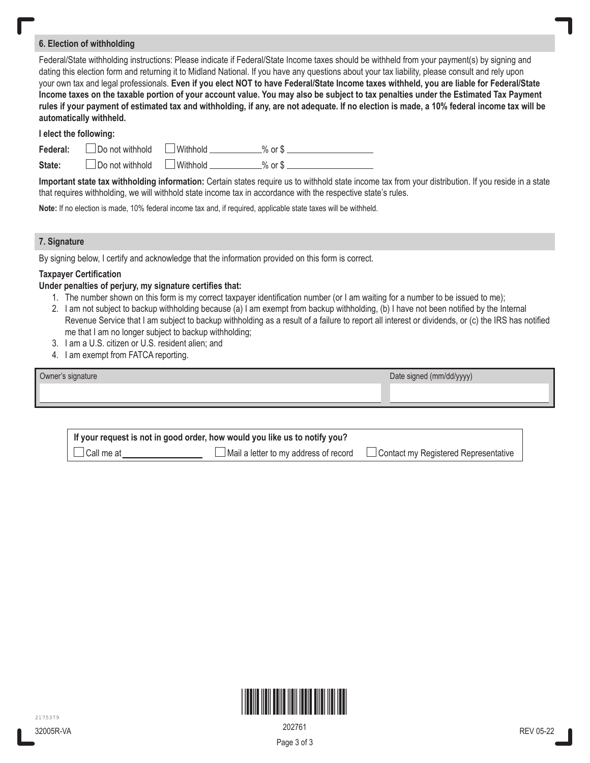## 6. Election of withholding

Federal/State withholding instructions: Please indicate if Federal/State Income taxes should be withheld from your payment(s) by signing and dating this election form and returning it to Midland National. If you have any questions about your tax liability, please consult and rely upon your own tax and legal professionals. **Even if you elect NOT to have Federal/State Income taxes withheld, you are liable for Federal/State Income taxes on the taxable portion of your account value. You may also be subject to tax penalties under the Estimated Tax Payment rules if your payment of estimated tax and withholding, if any, are not adequate. If no election is made, a 10% federal income tax will be automatically withheld.**

**I elect the following:**

**Federal:** ☐ Do not withhold ☐ Withhold ___________% or $ ___________________

**State:** ☐ Do not withhold ☐ Withhold ___________% or $ ___________________

**Important state tax withholding information:** Certain states require us to withhold state income tax from your distribution. If you reside in a state that requires withholding, we will withhold state income tax in accordance with the respective state's rules.

**Note:** If no election is made, 10% federal income tax and, if required, applicable state taxes will be withheld.

## 7. Signature

By signing below, I certify and acknowledge that the information provided on this form is correct.

**Taxpayer Certification**

**Under penalties of perjury, my signature certifies that:**

1. The number shown on this form is my correct taxpayer identification number (or I am waiting for a number to be issued to me);
2. I am not subject to backup withholding because (a) I am exempt from backup withholding, (b) I have not been notified by the Internal Revenue Service that I am subject to backup withholding as a result of a failure to report all interest or dividends, or (c) the IRS has notified me that I am no longer subject to backup withholding;
3. I am a U.S. citizen or U.S. resident alien; and
4. I am exempt from FATCA reporting.

| Owner's signature | Date signed (mm/dd/yyyy) |
|---|---|
| | |

**If your request is not in good order, how would you like us to notify you?**

☐ Call me at _________________ ☐ Mail a letter to my address of record ☐ Contact my Registered Representative

2175379

32005R-VA

202761

REV 05-22